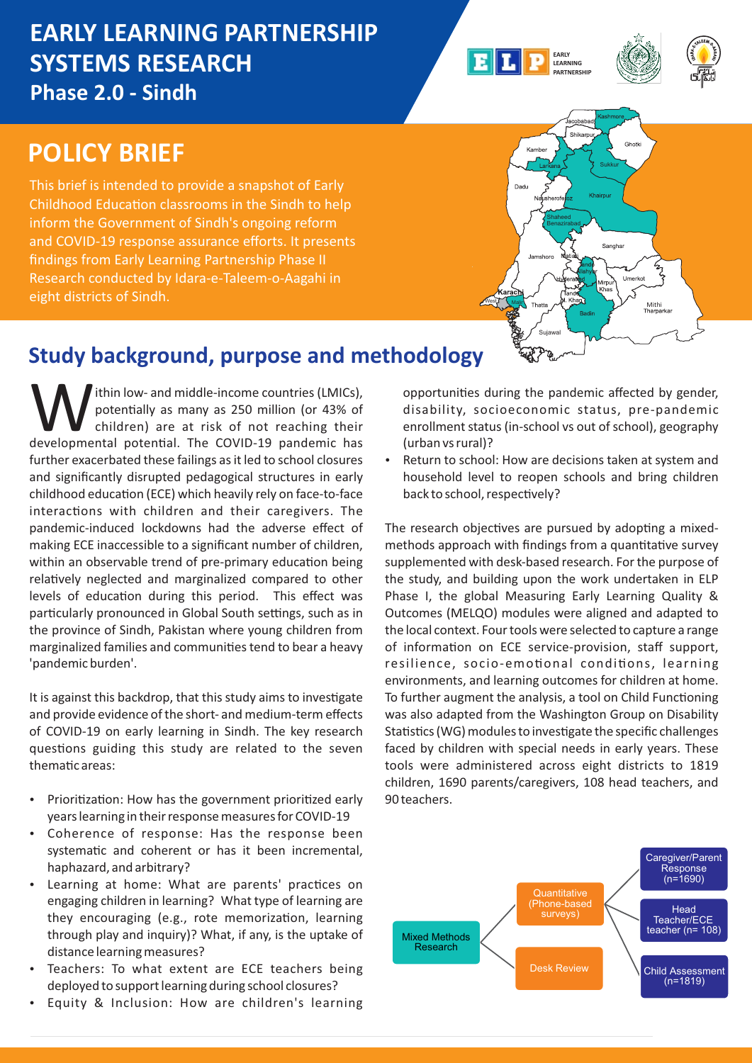# EARLY LEARNING PARTNERSHIP SYSTEMS RESEARCH

## Phase 2.0 - Sindh

# POLICY BRIEF

This brief is intended to provide a snapshot of Early Childhood Education classrooms in the Sindh to help inform the Government of Sindh's ongoing reform and COVID-19 response assurance efforts. It presents findings from Early Learning Partnership Phase II Research conducted by Idara-e-Taleem-o-Aagahi in eight districts of Sindh.

## Study background, purpose and methodology

Within low- and middle-income countries (LMICs), potentially as many as 250 million (or 43% of children) are at risk of not reaching their developmental potential. The COVID-19 pandemic has further exacerbated these failings as it led to school closures and significantly disrupted pedagogical structures in early childhood education (ECE) which heavily rely on face-to-face interactions with children and their caregivers. The pandemic-induced lockdowns had the adverse effect of making ECE inaccessible to a significant number of children, within an observable trend of pre-primary education being relatively neglected and marginalized compared to other levels of education during this period. This effect was particularly pronounced in Global South settings, such as in the province of Sindh, Pakistan where young children from marginalized families and communities tend to bear a heavy 'pandemic burden'.

It is against this backdrop, that this study aims to investigate and provide evidence of the short- and medium-term effects of COVID-19 on early learning in Sindh. The key research questions guiding this study are related to the seven thematic areas:

- Prioritization: How has the government prioritized early years learning in their response measures for COVID-19
- Coherence of response: Has the response been systematic and coherent or has it been incremental, haphazard, and arbitrary?
- Learning at home: What are parents' practices on engaging children in learning? What type of learning are they encouraging (e.g., rote memorization, learning through play and inquiry)? What, if any, is the uptake of distance learning measures?
- Teachers: To what extent are ECE teachers being deployed to support learning during school closures?
- Equity & Inclusion: How are children's learning opportunities during the pandemic affected by gender, disability, socioeconomic status, pre-pandemic enrollment status (in-school vs out of school), geography (urban vs rural)?
- Return to school: How are decisions taken at system and household level to reopen schools and bring children back to school, respectively?

The research objectives are pursued by adopting a mixed-methods approach with findings from a quantitative survey supplemented with desk-based research. For the purpose of the study, and building upon the work undertaken in ELP Phase I, the global Measuring Early Learning Quality & Outcomes (MELQO) modules were aligned and adapted to the local context. Four tools were selected to capture a range of information on ECE service-provision, staff support, resilience, socio-emotional conditions, learning environments, and learning outcomes for children at home. To further augment the analysis, a tool on Child Functioning was also adapted from the Washington Group on Disability Statistics (WG) modules to investigate the specific challenges faced by children with special needs in early years. These tools were administered across eight districts to 1819 children, 1690 parents/caregivers, 108 head teachers, and 90 teachers.

- Mixed Methods Research
  - Quantitative (Phone-based surveys)
    - Caregiver/Parent Response (n=1690)
    - Head Teacher/ECE teacher (n= 108)
    - Child Assessment (n=1819)
  - Desk Review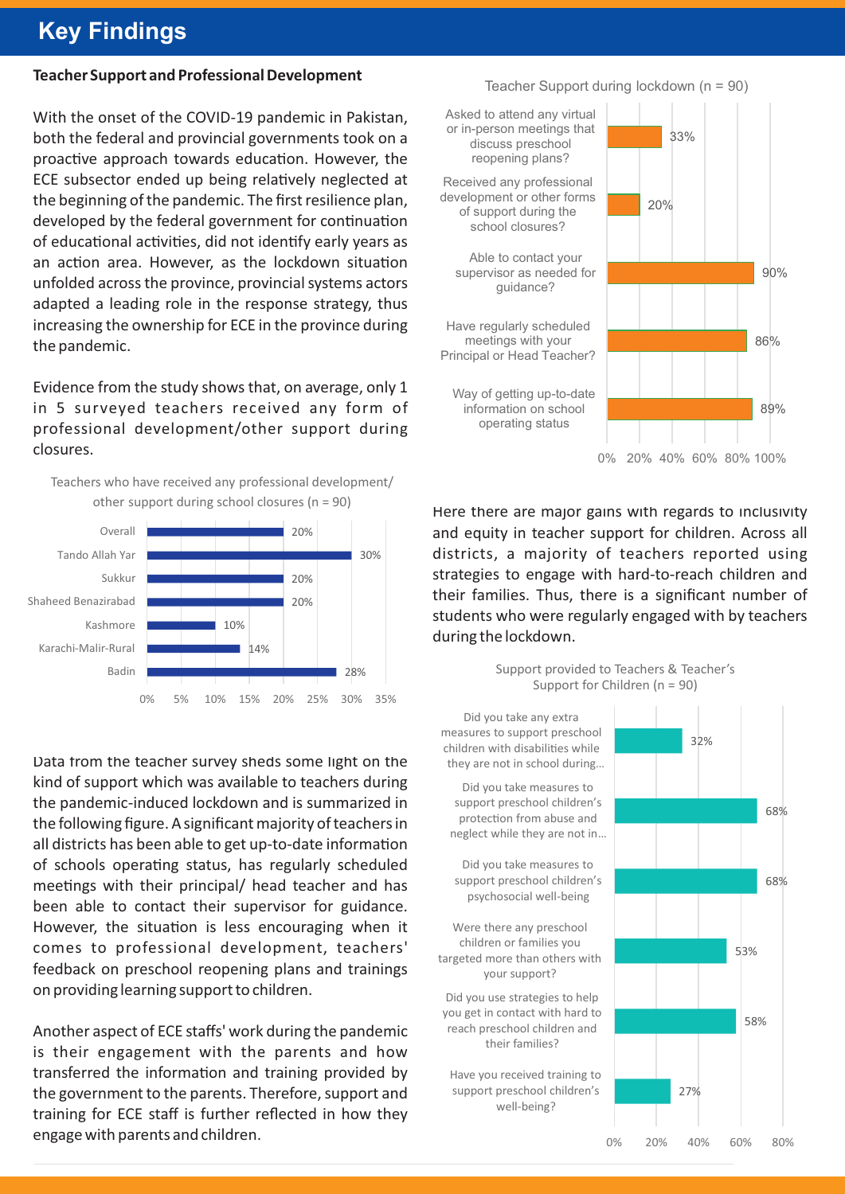# Key Findings

**Teacher Support and Professional Development**

With the onset of the COVID-19 pandemic in Pakistan, both the federal and provincial governments took on a proactive approach towards education. However, the ECE subsector ended up being relatively neglected at the beginning of the pandemic. The first resilience plan, developed by the federal government for continuation of educational activities, did not identify early years as an action area. However, as the lockdown situation unfolded across the province, provincial systems actors adapted a leading role in the response strategy, thus increasing the ownership for ECE in the province during the pandemic.

Evidence from the study shows that, on average, only 1 in 5 surveyed teachers received any form of professional development/other support during closures.

Teachers who have received any professional development/ other support during school closures (n = 90)

| District | % |
| --- | --- |
| Overall | 20% |
| Tando Allah Yar | 30% |
| Sukkur | 20% |
| Shaheed Benazirabad | 20% |
| Kashmore | 10% |
| Karachi-Malir-Rural | 14% |
| Badin | 28% |

Data from the teacher survey sheds some light on the kind of support which was available to teachers during the pandemic-induced lockdown and is summarized in the following figure. A significant majority of teachers in all districts has been able to get up-to-date information of schools operating status, has regularly scheduled meetings with their principal/ head teacher and has been able to contact their supervisor for guidance. However, the situation is less encouraging when it comes to professional development, teachers' feedback on preschool reopening plans and trainings on providing learning support to children.

Teacher Support during lockdown (n = 90)

| Item | % |
| --- | --- |
| Asked to attend any virtual or in-person meetings that discuss preschool reopening plans? | 33% |
| Received any professional development or other forms of support during the school closures? | 20% |
| Able to contact your supervisor as needed for guidance? | 90% |
| Have regularly scheduled meetings with your Principal or Head Teacher? | 86% |
| Way of getting up-to-date information on school operating status | 89% |

Another aspect of ECE staffs' work during the pandemic is their engagement with the parents and how transferred the information and training provided by the government to the parents. Therefore, support and training for ECE staff is further reflected in how they engage with parents and children.

Here there are major gains with regards to inclusivity and equity in teacher support for children. Across all districts, a majority of teachers reported using strategies to engage with hard-to-reach children and their families. Thus, there is a significant number of students who were regularly engaged with by teachers during the lockdown.

Support provided to Teachers & Teacher's Support for Children (n = 90)

| Item | % |
| --- | --- |
| Did you take any extra measures to support preschool children with disabilities while they are not in school during… | 32% |
| Did you take measures to support preschool children's protection from abuse and neglect while they are not in… | 68% |
| Did you take measures to support preschool children's psychosocial well-being | 68% |
| Were there any preschool children or families you targeted more than others with your support? | 53% |
| Did you use strategies to help you get in contact with hard to reach preschool children and their families? | 58% |
| Have you received training to support preschool children's well-being? | 27% |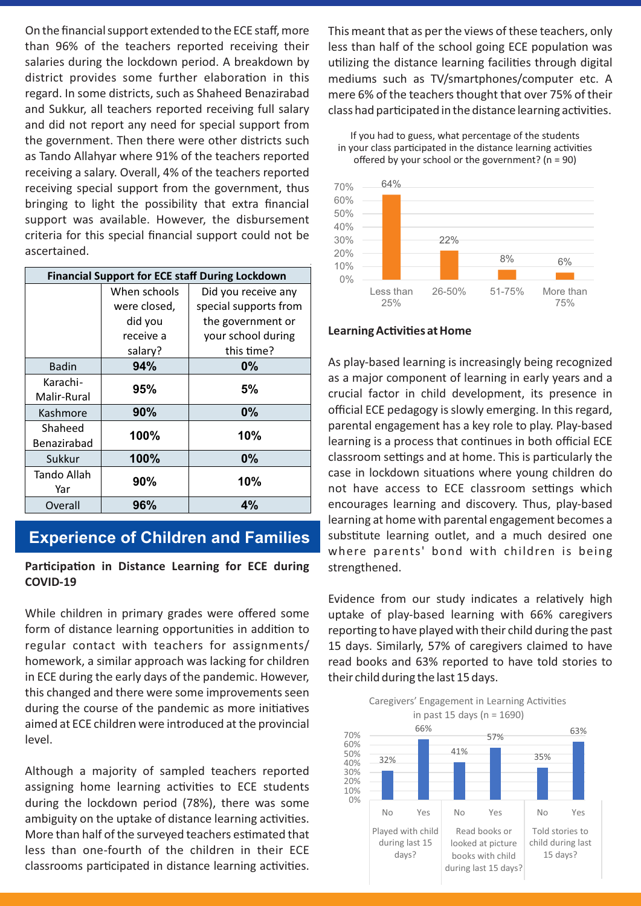On the financial support extended to the ECE staff, more than 96% of the teachers reported receiving their salaries during the lockdown period. A breakdown by district provides some further elaboration in this regard. In some districts, such as Shaheed Benazirabad and Sukkur, all teachers reported receiving full salary and did not report any need for special support from the government. Then there were other districts such as Tando Allahyar where 91% of the teachers reported receiving a salary. Overall, 4% of the teachers reported receiving special support from the government, thus bringing to light the possibility that extra financial support was available. However, the disbursement criteria for this special financial support could not be ascertained.

| Financial Support for ECE staff During Lockdown | | |
|---|---|---|
| | When schools were closed, did you receive a salary? | Did you receive any special supports from the government or your school during this time? |
| Badin | **94%** | **0%** |
| Karachi-Malir-Rural | **95%** | **5%** |
| Kashmore | **90%** | **0%** |
| Shaheed Benazirabad | **100%** | **10%** |
| Sukkur | **100%** | **0%** |
| Tando Allah Yar | **90%** | **10%** |
| Overall | **96%** | **4%** |

## Experience of Children and Families

**Participation in Distance Learning for ECE during COVID-19**

While children in primary grades were offered some form of distance learning opportunities in addition to regular contact with teachers for assignments/ homework, a similar approach was lacking for children in ECE during the early days of the pandemic. However, this changed and there were some improvements seen during the course of the pandemic as more initiatives aimed at ECE children were introduced at the provincial level.

Although a majority of sampled teachers reported assigning home learning activities to ECE students during the lockdown period (78%), there was some ambiguity on the uptake of distance learning activities. More than half of the surveyed teachers estimated that less than one-fourth of the children in their ECE classrooms participated in distance learning activities. This meant that as per the views of these teachers, only less than half of the school going ECE population was utilizing the distance learning facilities through digital mediums such as TV/smartphones/computer etc. A mere 6% of the teachers thought that over 75% of their class had participated in the distance learning activities.

If you had to guess, what percentage of the students in your class participated in the distance learning activities offered by your school or the government? (n = 90)

| Less than 25% | 26-50% | 51-75% | More than 75% |
|---|---|---|---|
| 64% | 22% | 8% | 6% |

**Learning Activities at Home**

As play-based learning is increasingly being recognized as a major component of learning in early years and a crucial factor in child development, its presence in official ECE pedagogy is slowly emerging. In this regard, parental engagement has a key role to play. Play-based learning is a process that continues in both official ECE classroom settings and at home. This is particularly the case in lockdown situations where young children do not have access to ECE classroom settings which encourages learning and discovery. Thus, play-based learning at home with parental engagement becomes a substitute learning outlet, and a much desired one where parents' bond with children is being strengthened.

Evidence from our study indicates a relatively high uptake of play-based learning with 66% caregivers reporting to have played with their child during the past 15 days. Similarly, 57% of caregivers claimed to have read books and 63% reported to have told stories to their child during the last 15 days.

Caregivers' Engagement in Learning Activities in past 15 days (n = 1690)

| | No | Yes |
|---|---|---|
| Played with child during last 15 days? | 32% | 66% |
| Read books or looked at picture books with child during last 15 days? | 41% | 57% |
| Told stories to child during last 15 days? | 35% | 63% |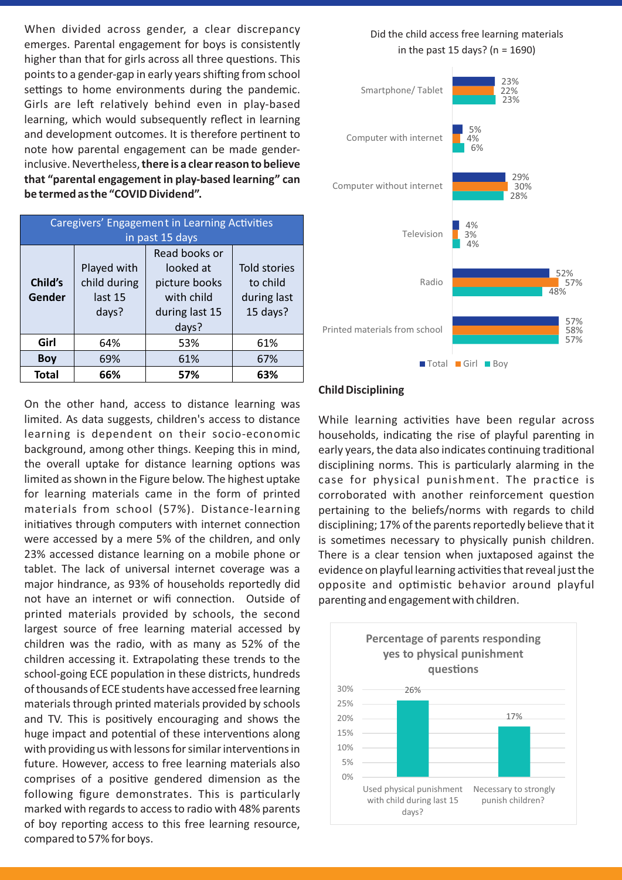When divided across gender, a clear discrepancy emerges. Parental engagement for boys is consistently higher than that for girls across all three questions. This points to a gender-gap in early years shifting from school settings to home environments during the pandemic. Girls are left relatively behind even in play-based learning, which would subsequently reflect in learning and development outcomes. It is therefore pertinent to note how parental engagement can be made gender-inclusive. Nevertheless, **there is a clear reason to believe that "parental engagement in play-based learning" can be termed as the "COVID Dividend".**

| Caregivers' Engagement in Learning Activities in past 15 days | | | |
|---|---|---|---|
| **Child's Gender** | Played with child during last 15 days? | Read books or looked at picture books with child during last 15 days? | Told stories to child during last 15 days? |
| **Girl** | 64% | 53% | 61% |
| **Boy** | 69% | 61% | 67% |
| **Total** | **66%** | **57%** | **63%** |

On the other hand, access to distance learning was limited. As data suggests, children's access to distance learning is dependent on their socio-economic background, among other things. Keeping this in mind, the overall uptake for distance learning options was limited as shown in the Figure below. The highest uptake for learning materials came in the form of printed materials from school (57%). Distance-learning initiatives through computers with internet connection were accessed by a mere 5% of the children, and only 23% accessed distance learning on a mobile phone or tablet. The lack of universal internet coverage was a major hindrance, as 93% of households reportedly did not have an internet or wifi connection. Outside of printed materials provided by schools, the second largest source of free learning material accessed by children was the radio, with as many as 52% of the children accessing it. Extrapolating these trends to the school-going ECE population in these districts, hundreds of thousands of ECE students have accessed free learning materials through printed materials provided by schools and TV. This is positively encouraging and shows the huge impact and potential of these interventions along with providing us with lessons for similar interventions in future. However, access to free learning materials also comprises of a positive gendered dimension as the following figure demonstrates. This is particularly marked with regards to access to radio with 48% parents of boy reporting access to this free learning resource, compared to 57% for boys.

Did the child access free learning materials in the past 15 days? (n = 1690)

| | Total | Girl | Boy |
|---|---|---|---|
| Smartphone/ Tablet | 23% | 22% | 23% |
| Computer with internet | 5% | 4% | 6% |
| Computer without internet | 29% | 30% | 28% |
| Television | 4% | 3% | 4% |
| Radio | 52% | 57% | 48% |
| Printed materials from school | 57% | 58% | 57% |

## Child Disciplining

While learning activities have been regular across households, indicating the rise of playful parenting in early years, the data also indicates continuing traditional disciplining norms. This is particularly alarming in the case for physical punishment. The practice is corroborated with another reinforcement question pertaining to the beliefs/norms with regards to child disciplining; 17% of the parents reportedly believe that it is sometimes necessary to physically punish children. There is a clear tension when juxtaposed against the evidence on playful learning activities that reveal just the opposite and optimistic behavior around playful parenting and engagement with children.

Percentage of parents responding yes to physical punishment questions

| Question | Percentage |
|---|---|
| Used physical punishment with child during last 15 days? | 26% |
| Necessary to strongly punish children? | 17% |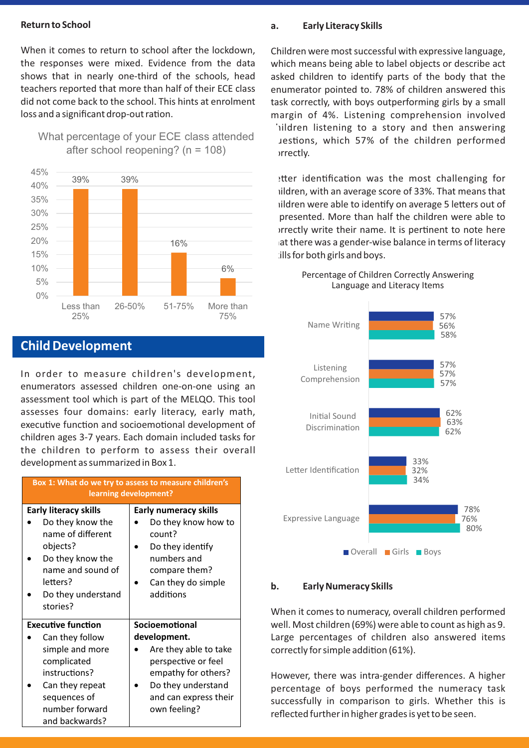**Return to School**

When it comes to return to school after the lockdown, the responses were mixed. Evidence from the data shows that in nearly one-third of the schools, head teachers reported that more than half of their ECE class did not come back to the school. This hints at enrolment loss and a significant drop-out ration.

What percentage of your ECE class attended after school reopening? (n = 108)

| Response | Percentage |
|---|---|
| Less than 25% | 39% |
| 26-50% | 39% |
| 51-75% | 16% |
| More than 75% | 6% |

## Child Development

In order to measure children's development, enumerators assessed children one-on-one using an assessment tool which is part of the MELQO. This tool assesses four domains: early literacy, early math, executive function and socioemotional development of children ages 3-7 years. Each domain included tasks for the children to perform to assess their overall development as summarized in Box 1.

**Box 1: What do we try to assess to measure children's learning development?**

| **Early literacy skills** | **Early numeracy skills** |
|---|---|
| • Do they know the name of different objects?<br>• Do they know the name and sound of letters?<br>• Do they understand stories? | • Do they know how to count?<br>• Do they identify numbers and compare them?<br>• Can they do simple additions |
| **Executive function** | **Socioemotional development.** |
| • Can they follow simple and more complicated instructions?<br>• Can they repeat sequences of number forward and backwards? | • Are they able to take perspective or feel empathy for others?<br>• Do they understand and can express their own feeling? |

### a. Early Literacy Skills

Children were most successful with expressive language, which means being able to label objects or describe act asked children to identify parts of the body that the enumerator pointed to. 78% of children answered this task correctly, with boys outperforming girls by a small margin of 4%. Listening comprehension involved children listening to a story and then answering questions, which 57% of the children performed correctly.

Letter identification was the most challenging for children, with an average score of 33%. That means that children were able to identify on average 5 letters out of presented. More than half the children were able to correctly write their name. It is pertinent to note here that there was a gender-wise balance in terms of literacy skills for both girls and boys.

Percentage of Children Correctly Answering Language and Literacy Items

| Item | Overall | Girls | Boys |
|---|---|---|---|
| Name Writing | 57% | 56% | 58% |
| Listening Comprehension | 57% | 57% | 57% |
| Initial Sound Discrimination | 62% | 63% | 62% |
| Letter Identification | 33% | 32% | 34% |
| Expressive Language | 78% | 76% | 80% |

### b. Early Numeracy Skills

When it comes to numeracy, overall children performed well. Most children (69%) were able to count as high as 9. Large percentages of children also answered items correctly for simple addition (61%).

However, there was intra-gender differences. A higher percentage of boys performed the numeracy task successfully in comparison to girls. Whether this is reflected further in higher grades is yet to be seen.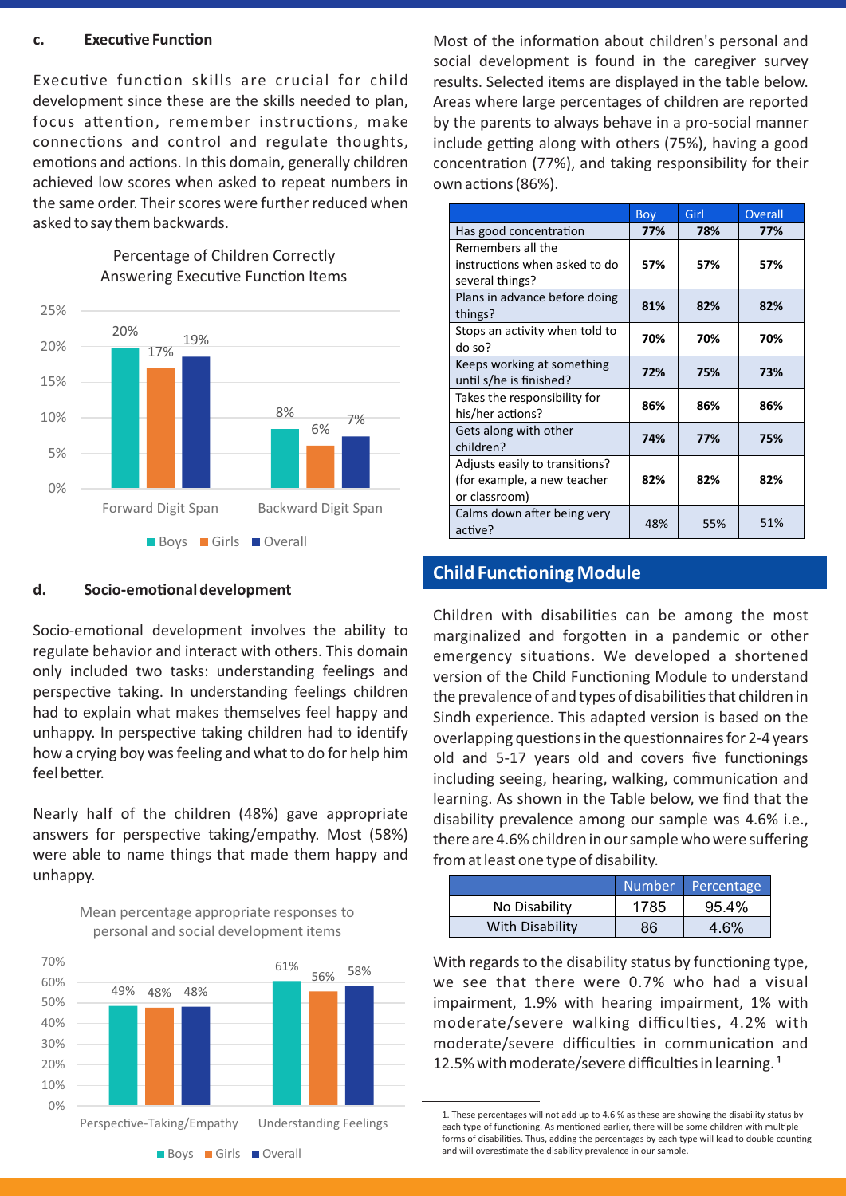### c. Executive Function

Executive function skills are crucial for child development since these are the skills needed to plan, focus attention, remember instructions, make connections and control and regulate thoughts, emotions and actions. In this domain, generally children achieved low scores when asked to repeat numbers in the same order. Their scores were further reduced when asked to say them backwards.

Percentage of Children Correctly Answering Executive Function Items

| | Boys | Girls | Overall |
|---|---|---|---|
| Forward Digit Span | 20% | 17% | 19% |
| Backward Digit Span | 8% | 6% | 7% |

### d. Socio-emotional development

Socio-emotional development involves the ability to regulate behavior and interact with others. This domain only included two tasks: understanding feelings and perspective taking. In understanding feelings children had to explain what makes themselves feel happy and unhappy. In perspective taking children had to identify how a crying boy was feeling and what to do for help him feel better.

Nearly half of the children (48%) gave appropriate answers for perspective taking/empathy. Most (58%) were able to name things that made them happy and unhappy.

Mean percentage appropriate responses to personal and social development items

| | Boys | Girls | Overall |
|---|---|---|---|
| Perspective-Taking/Empathy | 49% | 48% | 48% |
| Understanding Feelings | 61% | 56% | 58% |

Most of the information about children's personal and social development is found in the caregiver survey results. Selected items are displayed in the table below. Areas where large percentages of children are reported by the parents to always behave in a pro-social manner include getting along with others (75%), having a good concentration (77%), and taking responsibility for their own actions (86%).

| | Boy | Girl | Overall |
|---|---|---|---|
| Has good concentration | **77%** | **78%** | **77%** |
| Remembers all the instructions when asked to do several things? | **57%** | **57%** | **57%** |
| Plans in advance before doing things? | **81%** | **82%** | **82%** |
| Stops an activity when told to do so? | **70%** | **70%** | **70%** |
| Keeps working at something until s/he is finished? | **72%** | **75%** | **73%** |
| Takes the responsibility for his/her actions? | **86%** | **86%** | **86%** |
| Gets along with other children? | **74%** | **77%** | **75%** |
| Adjusts easily to transitions? (for example, a new teacher or classroom) | **82%** | **82%** | **82%** |
| Calms down after being very active? | 48% | 55% | 51% |

## Child Functioning Module

Children with disabilities can be among the most marginalized and forgotten in a pandemic or other emergency situations. We developed a shortened version of the Child Functioning Module to understand the prevalence of and types of disabilities that children in Sindh experience. This adapted version is based on the overlapping questions in the questionnaires for 2-4 years old and 5-17 years old and covers five functionings including seeing, hearing, walking, communication and learning. As shown in the Table below, we find that the disability prevalence among our sample was 4.6% i.e., there are 4.6% children in our sample who were suffering from at least one type of disability.

| | Number | Percentage |
|---|---|---|
| No Disability | 1785 | 95.4% |
| With Disability | 86 | 4.6% |

With regards to the disability status by functioning type, we see that there were 0.7% who had a visual impairment, 1.9% with hearing impairment, 1% with moderate/severe walking difficulties, 4.2% with moderate/severe difficulties in communication and 12.5% with moderate/severe difficulties in learning.[1]

1. These percentages will not add up to 4.6 % as these are showing the disability status by each type of functioning. As mentioned earlier, there will be some children with multiple forms of disabilities. Thus, adding the percentages by each type will lead to double counting and will overestimate the disability prevalence in our sample.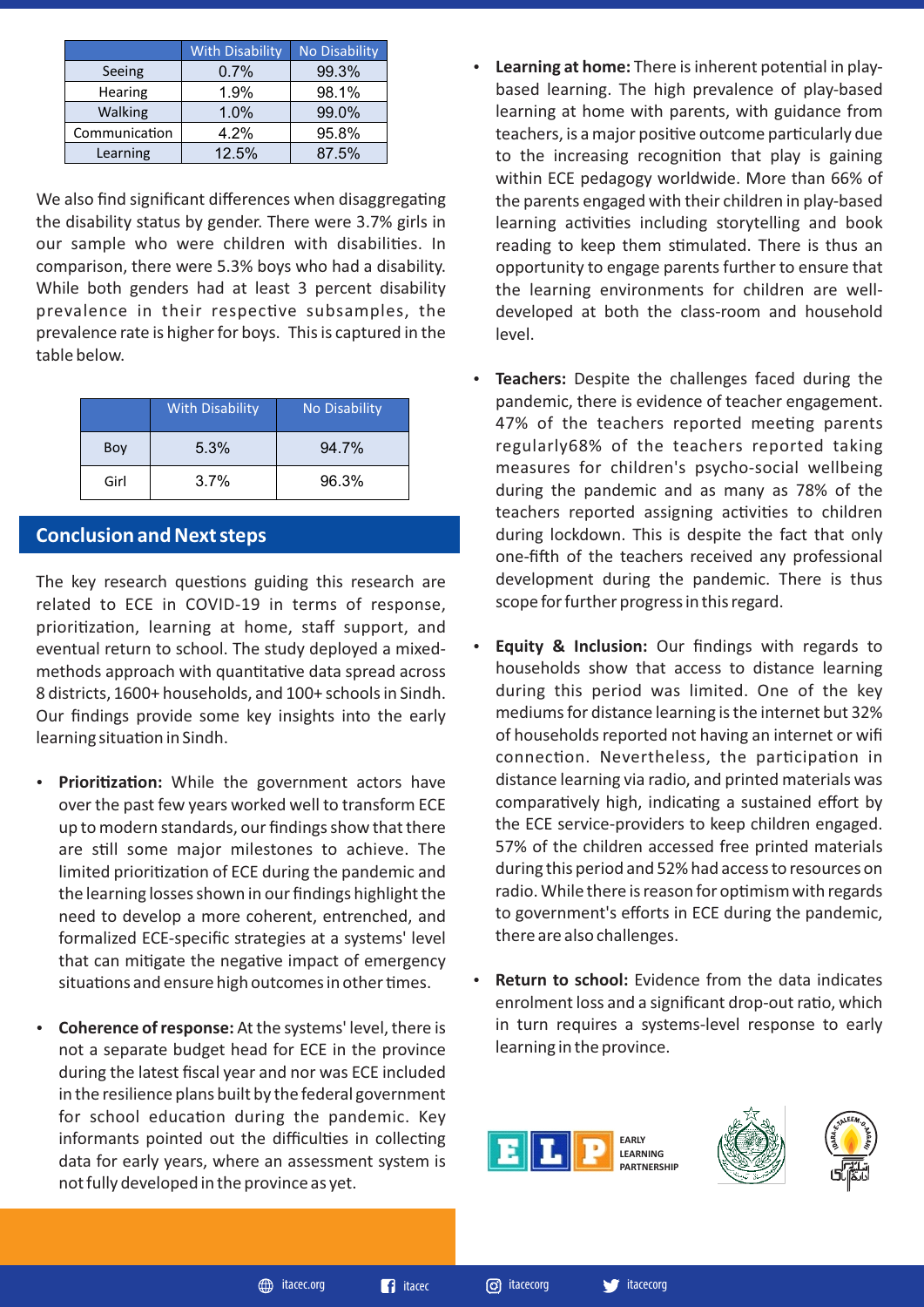| | With Disability | No Disability |
|---|---|---|
| Seeing | 0.7% | 99.3% |
| Hearing | 1.9% | 98.1% |
| Walking | 1.0% | 99.0% |
| Communication | 4.2% | 95.8% |
| Learning | 12.5% | 87.5% |

We also find significant differences when disaggregating the disability status by gender. There were 3.7% girls in our sample who were children with disabilities. In comparison, there were 5.3% boys who had a disability. While both genders had at least 3 percent disability prevalence in their respective subsamples, the prevalence rate is higher for boys. This is captured in the table below.

| | With Disability | No Disability |
|---|---|---|
| Boy | 5.3% | 94.7% |
| Girl | 3.7% | 96.3% |

## Conclusion and Next steps

The key research questions guiding this research are related to ECE in COVID-19 in terms of response, prioritization, learning at home, staff support, and eventual return to school. The study deployed a mixed-methods approach with quantitative data spread across 8 districts, 1600+ households, and 100+ schools in Sindh. Our findings provide some key insights into the early learning situation in Sindh.

- **Prioritization:** While the government actors have over the past few years worked well to transform ECE up to modern standards, our findings show that there are still some major milestones to achieve. The limited prioritization of ECE during the pandemic and the learning losses shown in our findings highlight the need to develop a more coherent, entrenched, and formalized ECE-specific strategies at a systems' level that can mitigate the negative impact of emergency situations and ensure high outcomes in other times.

- **Coherence of response:** At the systems' level, there is not a separate budget head for ECE in the province during the latest fiscal year and nor was ECE included in the resilience plans built by the federal government for school education during the pandemic. Key informants pointed out the difficulties in collecting data for early years, where an assessment system is not fully developed in the province as yet.

- **Learning at home:** There is inherent potential in play-based learning. The high prevalence of play-based learning at home with parents, with guidance from teachers, is a major positive outcome particularly due to the increasing recognition that play is gaining within ECE pedagogy worldwide. More than 66% of the parents engaged with their children in play-based learning activities including storytelling and book reading to keep them stimulated. There is thus an opportunity to engage parents further to ensure that the learning environments for children are well-developed at both the class-room and household level.

- **Teachers:** Despite the challenges faced during the pandemic, there is evidence of teacher engagement. 47% of the teachers reported meeting parents regularly68% of the teachers reported taking measures for children's psycho-social wellbeing during the pandemic and as many as 78% of the teachers reported assigning activities to children during lockdown. This is despite the fact that only one-fifth of the teachers received any professional development during the pandemic. There is thus scope for further progress in this regard.

- **Equity & Inclusion:** Our findings with regards to households show that access to distance learning during this period was limited. One of the key mediums for distance learning is the internet but 32% of households reported not having an internet or wifi connection. Nevertheless, the participation in distance learning via radio, and printed materials was comparatively high, indicating a sustained effort by the ECE service-providers to keep children engaged. 57% of the children accessed free printed materials during this period and 52% had access to resources on radio. While there is reason for optimism with regards to government's efforts in ECE during the pandemic, there are also challenges.

- **Return to school:** Evidence from the data indicates enrolment loss and a significant drop-out ratio, which in turn requires a systems-level response to early learning in the province.